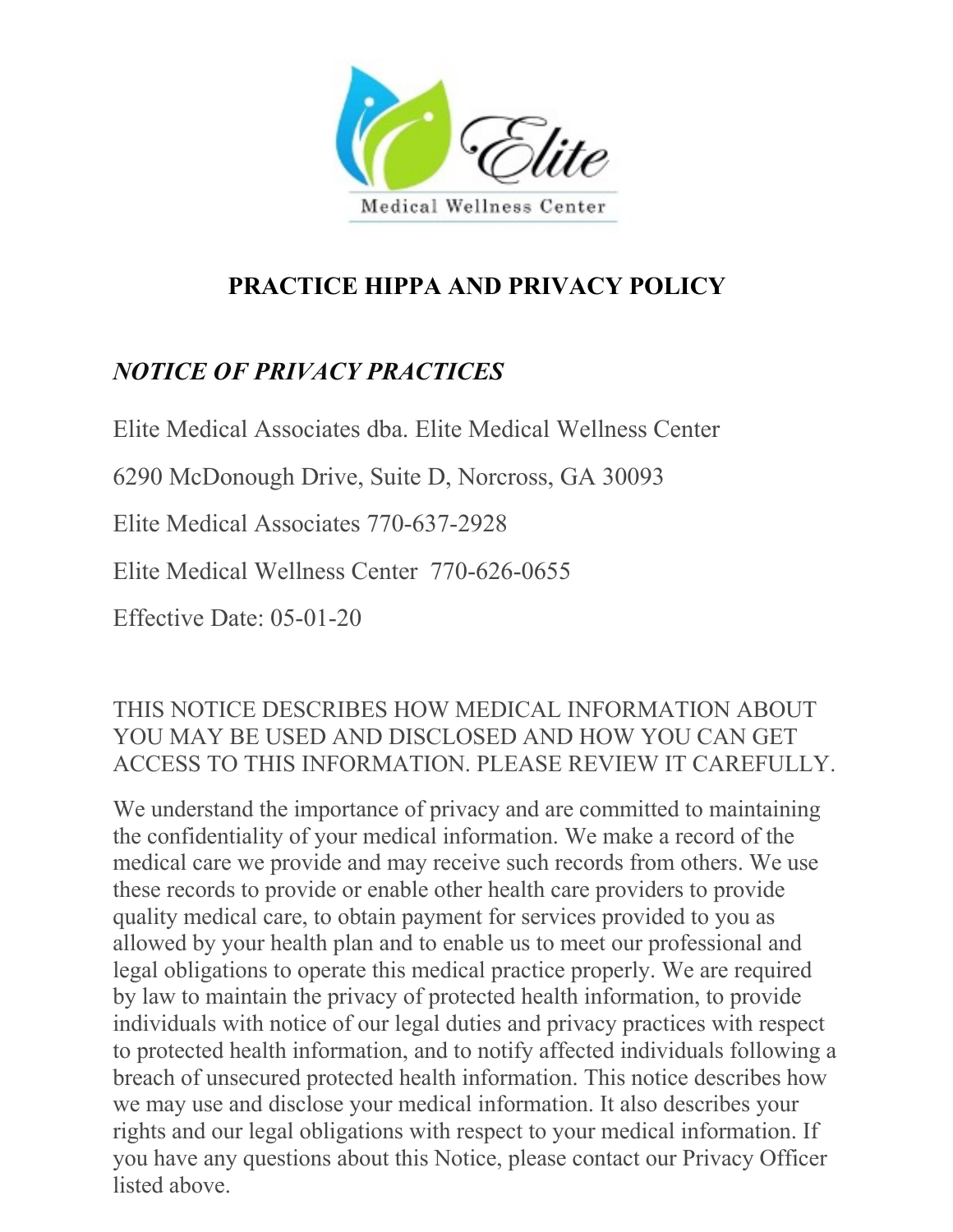Elite

Medical Wellness Center

# PRACTICE HIPPA AND PRIVACY POLICY

## *NOTICE OF PRIVACY PRACTICES*

Elite Medical Associates dba. Elite Medical Wellness Center

6290 McDonough Drive, Suite D, Norcross, GA 30093

Elite Medical Associates 770-637-2928

Elite Medical Wellness Center 770-626-0655

Effective Date: 05-01-20

THIS NOTICE DESCRIBES HOW MEDICAL INFORMATION ABOUT YOU MAY BE USED AND DISCLOSED AND HOW YOU CAN GET ACCESS TO THIS INFORMATION. PLEASE REVIEW IT CAREFULLY.

We understand the importance of privacy and are committed to maintaining the confidentiality of your medical information. We make a record of the medical care we provide and may receive such records from others. We use these records to provide or enable other health care providers to provide quality medical care, to obtain payment for services provided to you as allowed by your health plan and to enable us to meet our professional and legal obligations to operate this medical practice properly. We are required by law to maintain the privacy of protected health information, to provide individuals with notice of our legal duties and privacy practices with respect to protected health information, and to notify affected individuals following a breach of unsecured protected health information. This notice describes how we may use and disclose your medical information. It also describes your rights and our legal obligations with respect to your medical information. If you have any questions about this Notice, please contact our Privacy Officer listed above.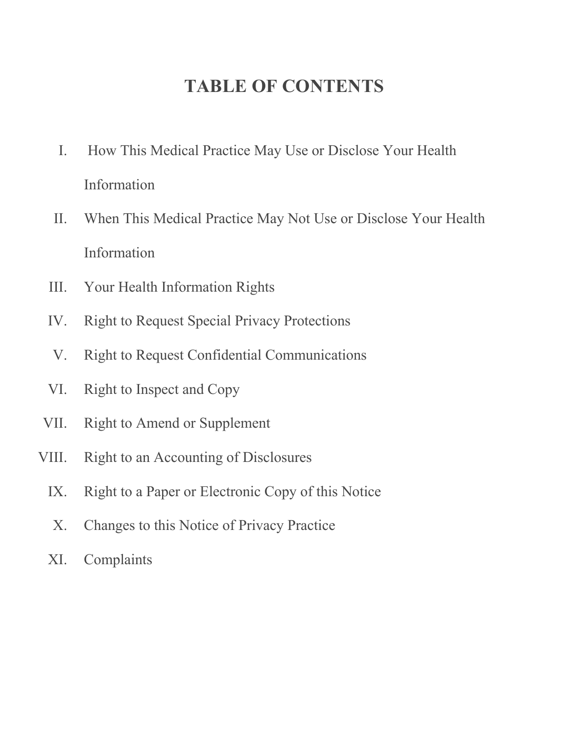# TABLE OF CONTENTS

I. How This Medical Practice May Use or Disclose Your Health Information

II. When This Medical Practice May Not Use or Disclose Your Health Information

III. Your Health Information Rights

IV. Right to Request Special Privacy Protections

V. Right to Request Confidential Communications

VI. Right to Inspect and Copy

VII. Right to Amend or Supplement

VIII. Right to an Accounting of Disclosures

IX. Right to a Paper or Electronic Copy of this Notice

X. Changes to this Notice of Privacy Practice

XI. Complaints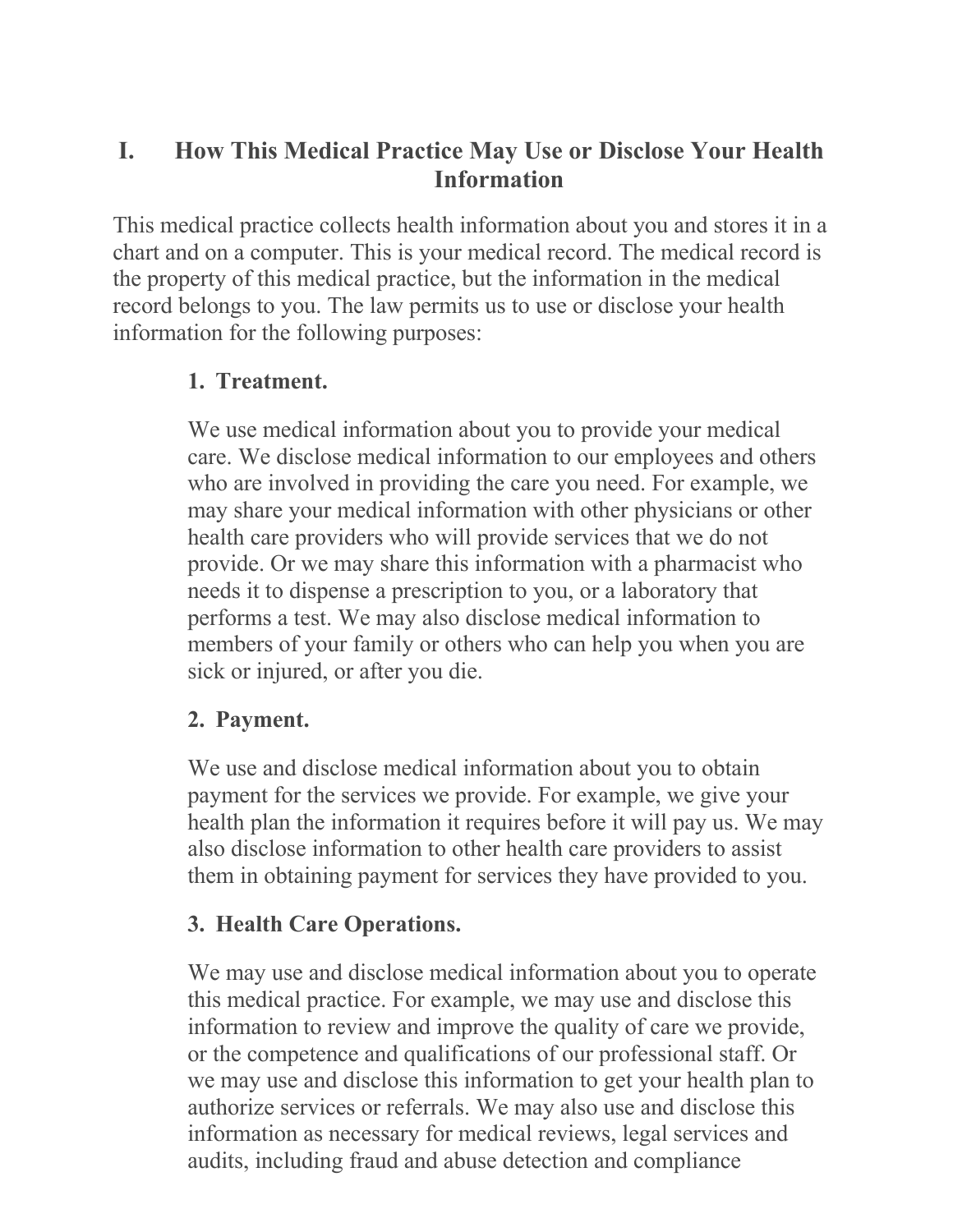## I. How This Medical Practice May Use or Disclose Your Health Information

This medical practice collects health information about you and stores it in a chart and on a computer. This is your medical record. The medical record is the property of this medical practice, but the information in the medical record belongs to you. The law permits us to use or disclose your health information for the following purposes:

### 1. Treatment.

We use medical information about you to provide your medical care. We disclose medical information to our employees and others who are involved in providing the care you need. For example, we may share your medical information with other physicians or other health care providers who will provide services that we do not provide. Or we may share this information with a pharmacist who needs it to dispense a prescription to you, or a laboratory that performs a test. We may also disclose medical information to members of your family or others who can help you when you are sick or injured, or after you die.

### 2. Payment.

We use and disclose medical information about you to obtain payment for the services we provide. For example, we give your health plan the information it requires before it will pay us. We may also disclose information to other health care providers to assist them in obtaining payment for services they have provided to you.

### 3. Health Care Operations.

We may use and disclose medical information about you to operate this medical practice. For example, we may use and disclose this information to review and improve the quality of care we provide, or the competence and qualifications of our professional staff. Or we may use and disclose this information to get your health plan to authorize services or referrals. We may also use and disclose this information as necessary for medical reviews, legal services and audits, including fraud and abuse detection and compliance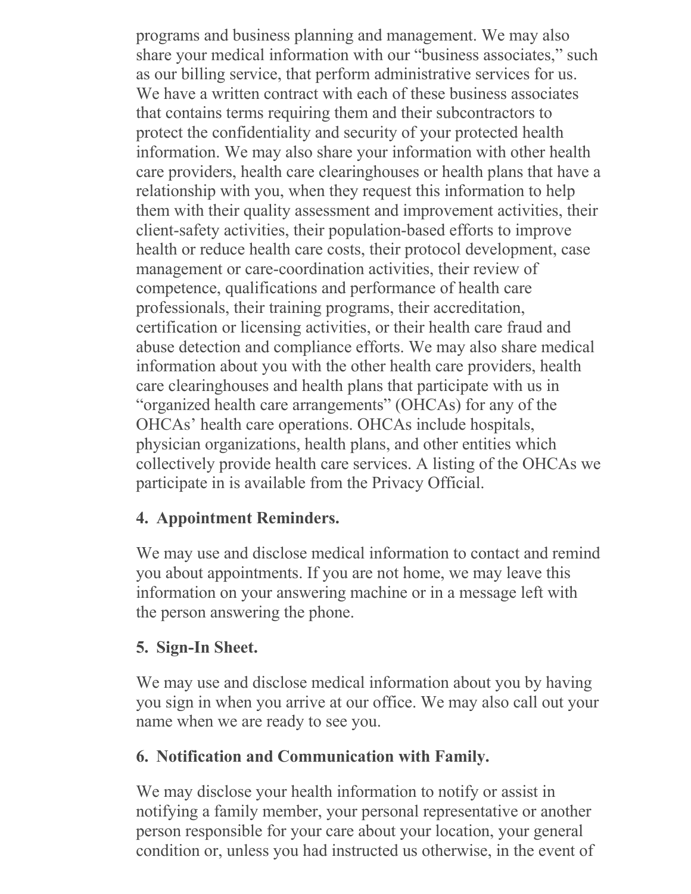programs and business planning and management. We may also share your medical information with our "business associates," such as our billing service, that perform administrative services for us. We have a written contract with each of these business associates that contains terms requiring them and their subcontractors to protect the confidentiality and security of your protected health information. We may also share your information with other health care providers, health care clearinghouses or health plans that have a relationship with you, when they request this information to help them with their quality assessment and improvement activities, their client-safety activities, their population-based efforts to improve health or reduce health care costs, their protocol development, case management or care-coordination activities, their review of competence, qualifications and performance of health care professionals, their training programs, their accreditation, certification or licensing activities, or their health care fraud and abuse detection and compliance efforts. We may also share medical information about you with the other health care providers, health care clearinghouses and health plans that participate with us in "organized health care arrangements" (OHCAs) for any of the OHCAs' health care operations. OHCAs include hospitals, physician organizations, health plans, and other entities which collectively provide health care services. A listing of the OHCAs we participate in is available from the Privacy Official.

**4. Appointment Reminders.**

We may use and disclose medical information to contact and remind you about appointments. If you are not home, we may leave this information on your answering machine or in a message left with the person answering the phone.

**5. Sign-In Sheet.**

We may use and disclose medical information about you by having you sign in when you arrive at our office. We may also call out your name when we are ready to see you.

**6. Notification and Communication with Family.**

We may disclose your health information to notify or assist in notifying a family member, your personal representative or another person responsible for your care about your location, your general condition or, unless you had instructed us otherwise, in the event of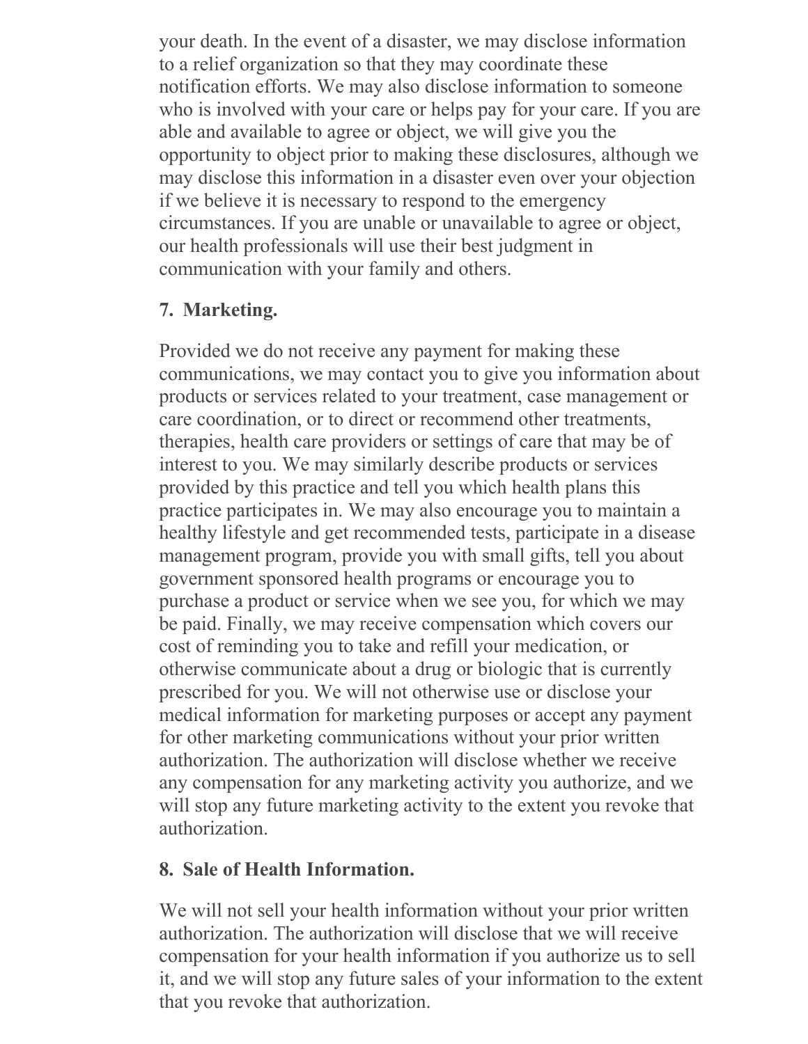your death. In the event of a disaster, we may disclose information to a relief organization so that they may coordinate these notification efforts. We may also disclose information to someone who is involved with your care or helps pay for your care. If you are able and available to agree or object, we will give you the opportunity to object prior to making these disclosures, although we may disclose this information in a disaster even over your objection if we believe it is necessary to respond to the emergency circumstances. If you are unable or unavailable to agree or object, our health professionals will use their best judgment in communication with your family and others.

**7. Marketing.**

Provided we do not receive any payment for making these communications, we may contact you to give you information about products or services related to your treatment, case management or care coordination, or to direct or recommend other treatments, therapies, health care providers or settings of care that may be of interest to you. We may similarly describe products or services provided by this practice and tell you which health plans this practice participates in. We may also encourage you to maintain a healthy lifestyle and get recommended tests, participate in a disease management program, provide you with small gifts, tell you about government sponsored health programs or encourage you to purchase a product or service when we see you, for which we may be paid. Finally, we may receive compensation which covers our cost of reminding you to take and refill your medication, or otherwise communicate about a drug or biologic that is currently prescribed for you. We will not otherwise use or disclose your medical information for marketing purposes or accept any payment for other marketing communications without your prior written authorization. The authorization will disclose whether we receive any compensation for any marketing activity you authorize, and we will stop any future marketing activity to the extent you revoke that authorization.

**8. Sale of Health Information.**

We will not sell your health information without your prior written authorization. The authorization will disclose that we will receive compensation for your health information if you authorize us to sell it, and we will stop any future sales of your information to the extent that you revoke that authorization.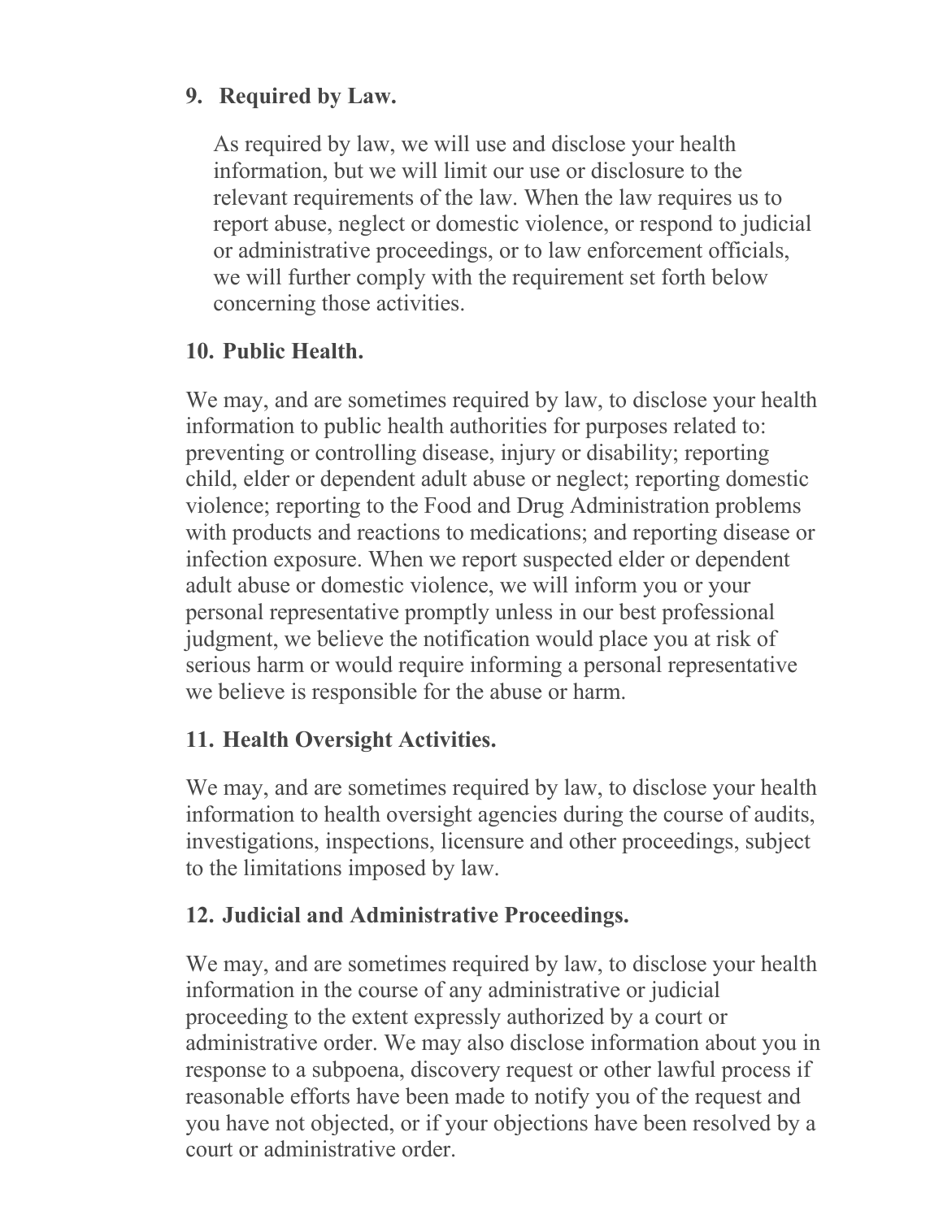**9. Required by Law.**

As required by law, we will use and disclose your health information, but we will limit our use or disclosure to the relevant requirements of the law. When the law requires us to report abuse, neglect or domestic violence, or respond to judicial or administrative proceedings, or to law enforcement officials, we will further comply with the requirement set forth below concerning those activities.

**10. Public Health.**

We may, and are sometimes required by law, to disclose your health information to public health authorities for purposes related to: preventing or controlling disease, injury or disability; reporting child, elder or dependent adult abuse or neglect; reporting domestic violence; reporting to the Food and Drug Administration problems with products and reactions to medications; and reporting disease or infection exposure. When we report suspected elder or dependent adult abuse or domestic violence, we will inform you or your personal representative promptly unless in our best professional judgment, we believe the notification would place you at risk of serious harm or would require informing a personal representative we believe is responsible for the abuse or harm.

**11. Health Oversight Activities.**

We may, and are sometimes required by law, to disclose your health information to health oversight agencies during the course of audits, investigations, inspections, licensure and other proceedings, subject to the limitations imposed by law.

**12. Judicial and Administrative Proceedings.**

We may, and are sometimes required by law, to disclose your health information in the course of any administrative or judicial proceeding to the extent expressly authorized by a court or administrative order. We may also disclose information about you in response to a subpoena, discovery request or other lawful process if reasonable efforts have been made to notify you of the request and you have not objected, or if your objections have been resolved by a court or administrative order.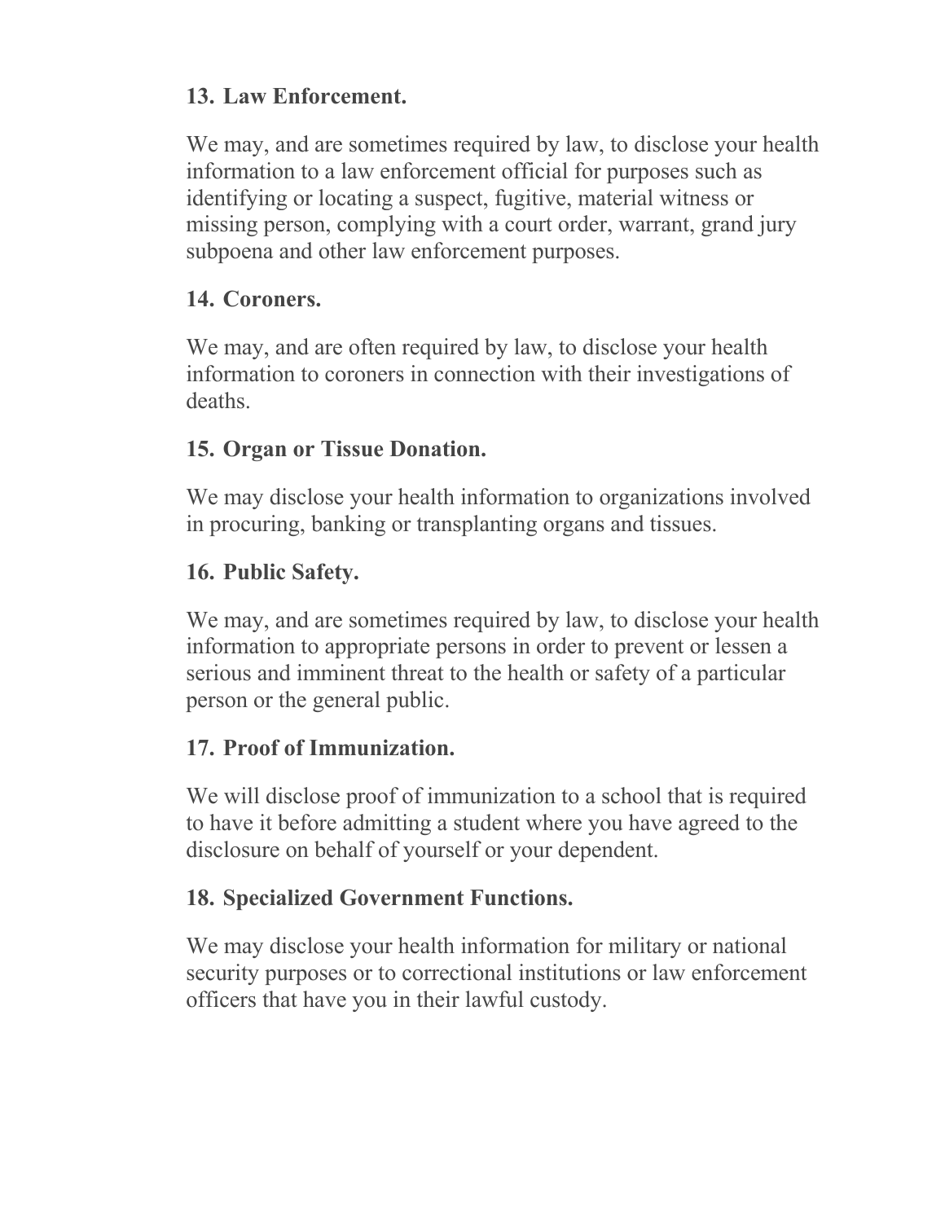**13. Law Enforcement.**

We may, and are sometimes required by law, to disclose your health information to a law enforcement official for purposes such as identifying or locating a suspect, fugitive, material witness or missing person, complying with a court order, warrant, grand jury subpoena and other law enforcement purposes.

**14. Coroners.**

We may, and are often required by law, to disclose your health information to coroners in connection with their investigations of deaths.

**15. Organ or Tissue Donation.**

We may disclose your health information to organizations involved in procuring, banking or transplanting organs and tissues.

**16. Public Safety.**

We may, and are sometimes required by law, to disclose your health information to appropriate persons in order to prevent or lessen a serious and imminent threat to the health or safety of a particular person or the general public.

**17. Proof of Immunization.**

We will disclose proof of immunization to a school that is required to have it before admitting a student where you have agreed to the disclosure on behalf of yourself or your dependent.

**18. Specialized Government Functions.**

We may disclose your health information for military or national security purposes or to correctional institutions or law enforcement officers that have you in their lawful custody.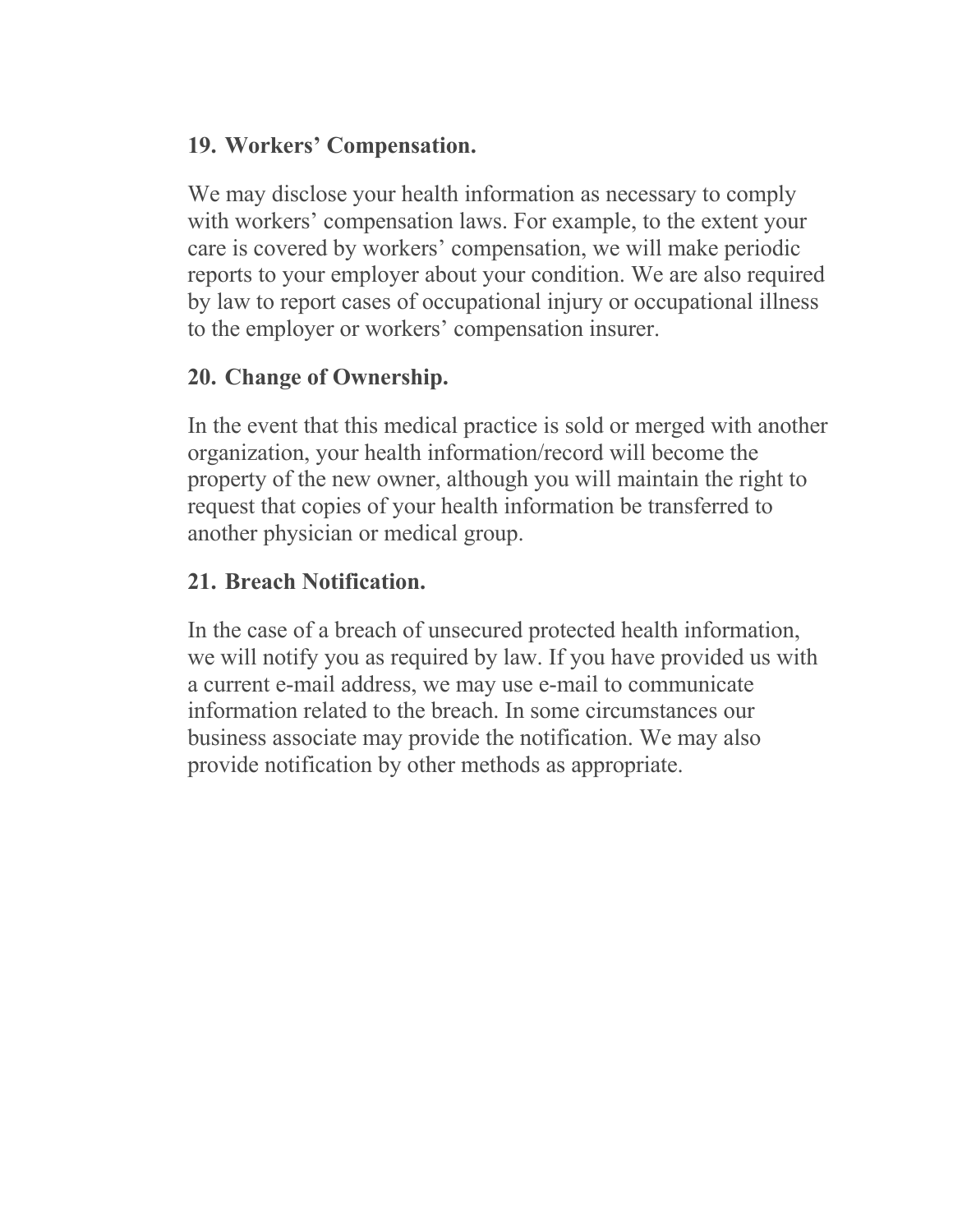**19. Workers' Compensation.**

We may disclose your health information as necessary to comply with workers' compensation laws. For example, to the extent your care is covered by workers' compensation, we will make periodic reports to your employer about your condition. We are also required by law to report cases of occupational injury or occupational illness to the employer or workers' compensation insurer.

**20. Change of Ownership.**

In the event that this medical practice is sold or merged with another organization, your health information/record will become the property of the new owner, although you will maintain the right to request that copies of your health information be transferred to another physician or medical group.

**21. Breach Notification.**

In the case of a breach of unsecured protected health information, we will notify you as required by law. If you have provided us with a current e-mail address, we may use e-mail to communicate information related to the breach. In some circumstances our business associate may provide the notification. We may also provide notification by other methods as appropriate.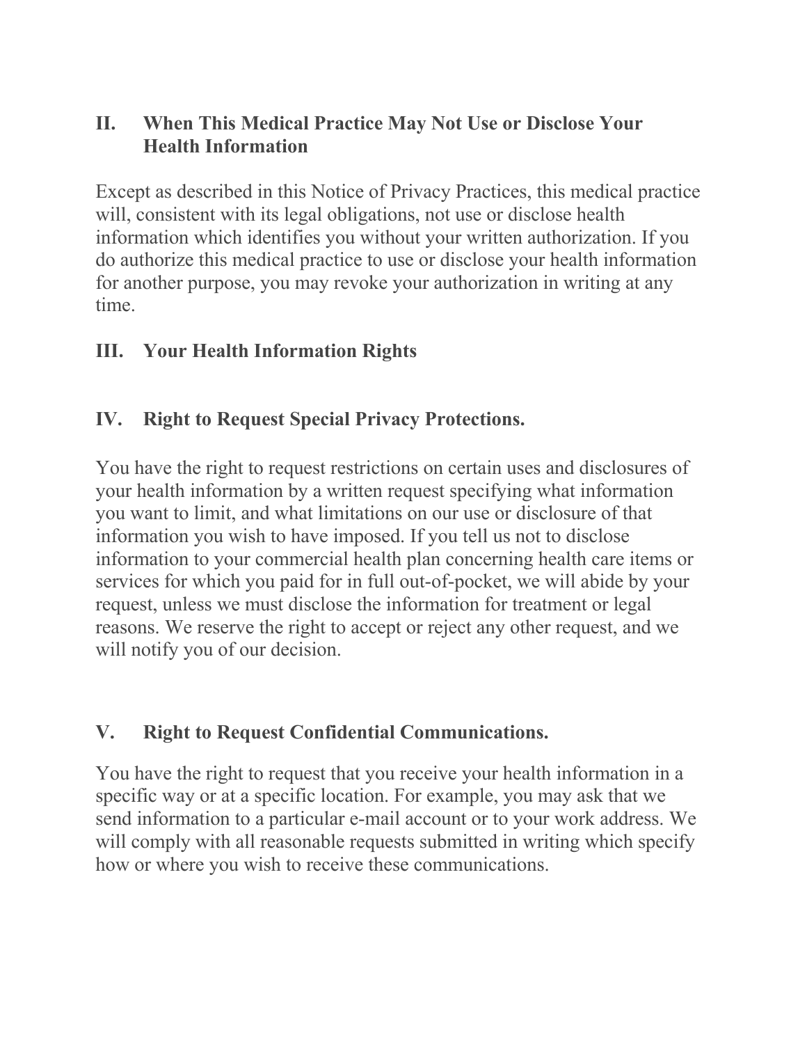## II. When This Medical Practice May Not Use or Disclose Your Health Information

Except as described in this Notice of Privacy Practices, this medical practice will, consistent with its legal obligations, not use or disclose health information which identifies you without your written authorization. If you do authorize this medical practice to use or disclose your health information for another purpose, you may revoke your authorization in writing at any time.

## III. Your Health Information Rights

## IV. Right to Request Special Privacy Protections.

You have the right to request restrictions on certain uses and disclosures of your health information by a written request specifying what information you want to limit, and what limitations on our use or disclosure of that information you wish to have imposed. If you tell us not to disclose information to your commercial health plan concerning health care items or services for which you paid for in full out-of-pocket, we will abide by your request, unless we must disclose the information for treatment or legal reasons. We reserve the right to accept or reject any other request, and we will notify you of our decision.

## V. Right to Request Confidential Communications.

You have the right to request that you receive your health information in a specific way or at a specific location. For example, you may ask that we send information to a particular e-mail account or to your work address. We will comply with all reasonable requests submitted in writing which specify how or where you wish to receive these communications.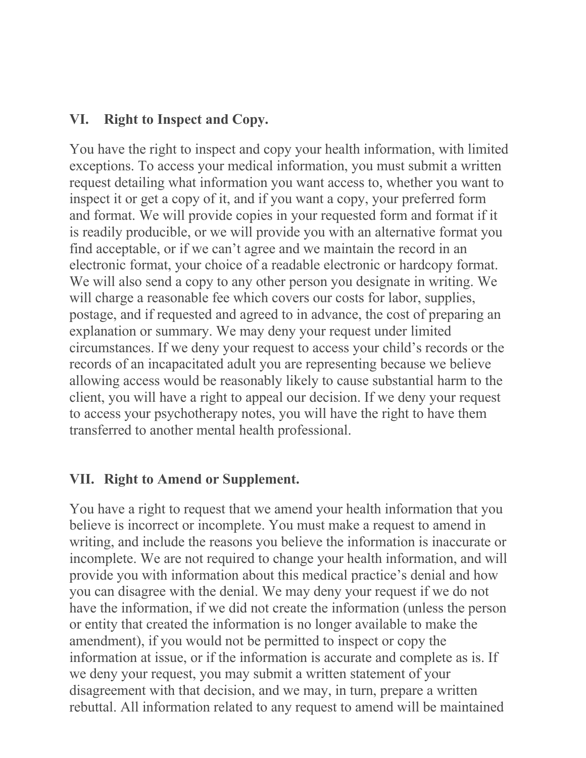## VI. Right to Inspect and Copy.

You have the right to inspect and copy your health information, with limited exceptions. To access your medical information, you must submit a written request detailing what information you want access to, whether you want to inspect it or get a copy of it, and if you want a copy, your preferred form and format. We will provide copies in your requested form and format if it is readily producible, or we will provide you with an alternative format you find acceptable, or if we can't agree and we maintain the record in an electronic format, your choice of a readable electronic or hardcopy format. We will also send a copy to any other person you designate in writing. We will charge a reasonable fee which covers our costs for labor, supplies, postage, and if requested and agreed to in advance, the cost of preparing an explanation or summary. We may deny your request under limited circumstances. If we deny your request to access your child's records or the records of an incapacitated adult you are representing because we believe allowing access would be reasonably likely to cause substantial harm to the client, you will have a right to appeal our decision. If we deny your request to access your psychotherapy notes, you will have the right to have them transferred to another mental health professional.

## VII. Right to Amend or Supplement.

You have a right to request that we amend your health information that you believe is incorrect or incomplete. You must make a request to amend in writing, and include the reasons you believe the information is inaccurate or incomplete. We are not required to change your health information, and will provide you with information about this medical practice's denial and how you can disagree with the denial. We may deny your request if we do not have the information, if we did not create the information (unless the person or entity that created the information is no longer available to make the amendment), if you would not be permitted to inspect or copy the information at issue, or if the information is accurate and complete as is. If we deny your request, you may submit a written statement of your disagreement with that decision, and we may, in turn, prepare a written rebuttal. All information related to any request to amend will be maintained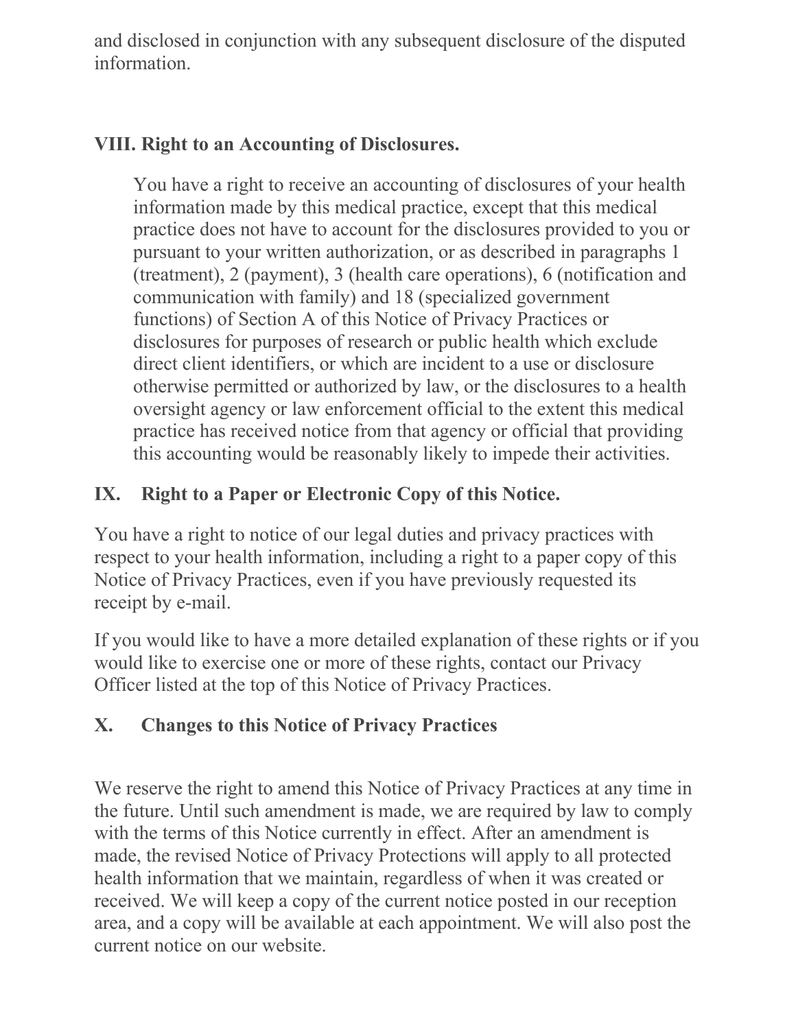and disclosed in conjunction with any subsequent disclosure of the disputed information.

## VIII. Right to an Accounting of Disclosures.

> You have a right to receive an accounting of disclosures of your health information made by this medical practice, except that this medical practice does not have to account for the disclosures provided to you or pursuant to your written authorization, or as described in paragraphs 1 (treatment), 2 (payment), 3 (health care operations), 6 (notification and communication with family) and 18 (specialized government functions) of Section A of this Notice of Privacy Practices or disclosures for purposes of research or public health which exclude direct client identifiers, or which are incident to a use or disclosure otherwise permitted or authorized by law, or the disclosures to a health oversight agency or law enforcement official to the extent this medical practice has received notice from that agency or official that providing this accounting would be reasonably likely to impede their activities.

## IX. Right to a Paper or Electronic Copy of this Notice.

You have a right to notice of our legal duties and privacy practices with respect to your health information, including a right to a paper copy of this Notice of Privacy Practices, even if you have previously requested its receipt by e-mail.

If you would like to have a more detailed explanation of these rights or if you would like to exercise one or more of these rights, contact our Privacy Officer listed at the top of this Notice of Privacy Practices.

## X. Changes to this Notice of Privacy Practices

We reserve the right to amend this Notice of Privacy Practices at any time in the future. Until such amendment is made, we are required by law to comply with the terms of this Notice currently in effect. After an amendment is made, the revised Notice of Privacy Protections will apply to all protected health information that we maintain, regardless of when it was created or received. We will keep a copy of the current notice posted in our reception area, and a copy will be available at each appointment. We will also post the current notice on our website.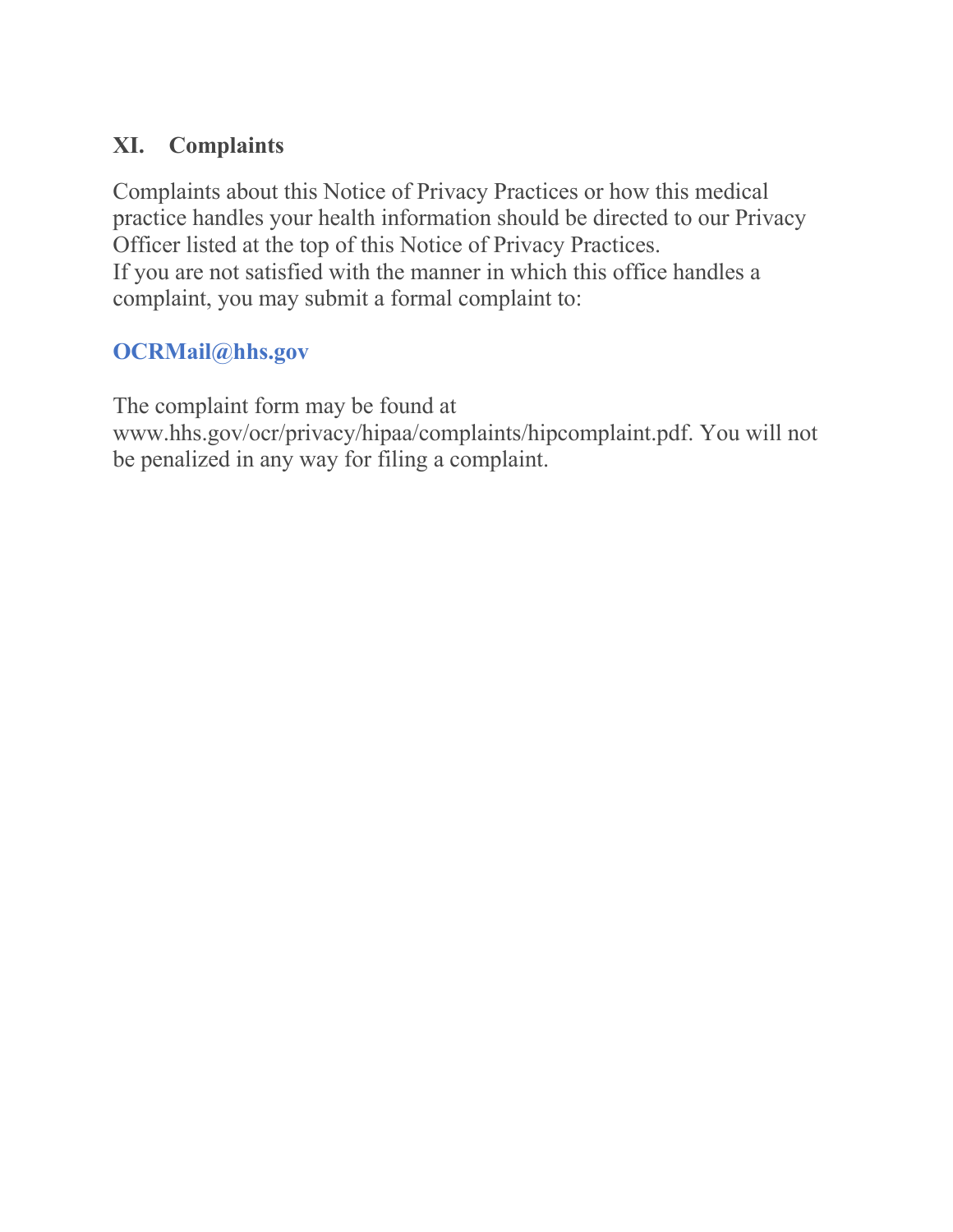## XI. Complaints

Complaints about this Notice of Privacy Practices or how this medical practice handles your health information should be directed to our Privacy Officer listed at the top of this Notice of Privacy Practices.
If you are not satisfied with the manner in which this office handles a complaint, you may submit a formal complaint to:

**OCRMail@hhs.gov**

The complaint form may be found at www.hhs.gov/ocr/privacy/hipaa/complaints/hipcomplaint.pdf. You will not be penalized in any way for filing a complaint.